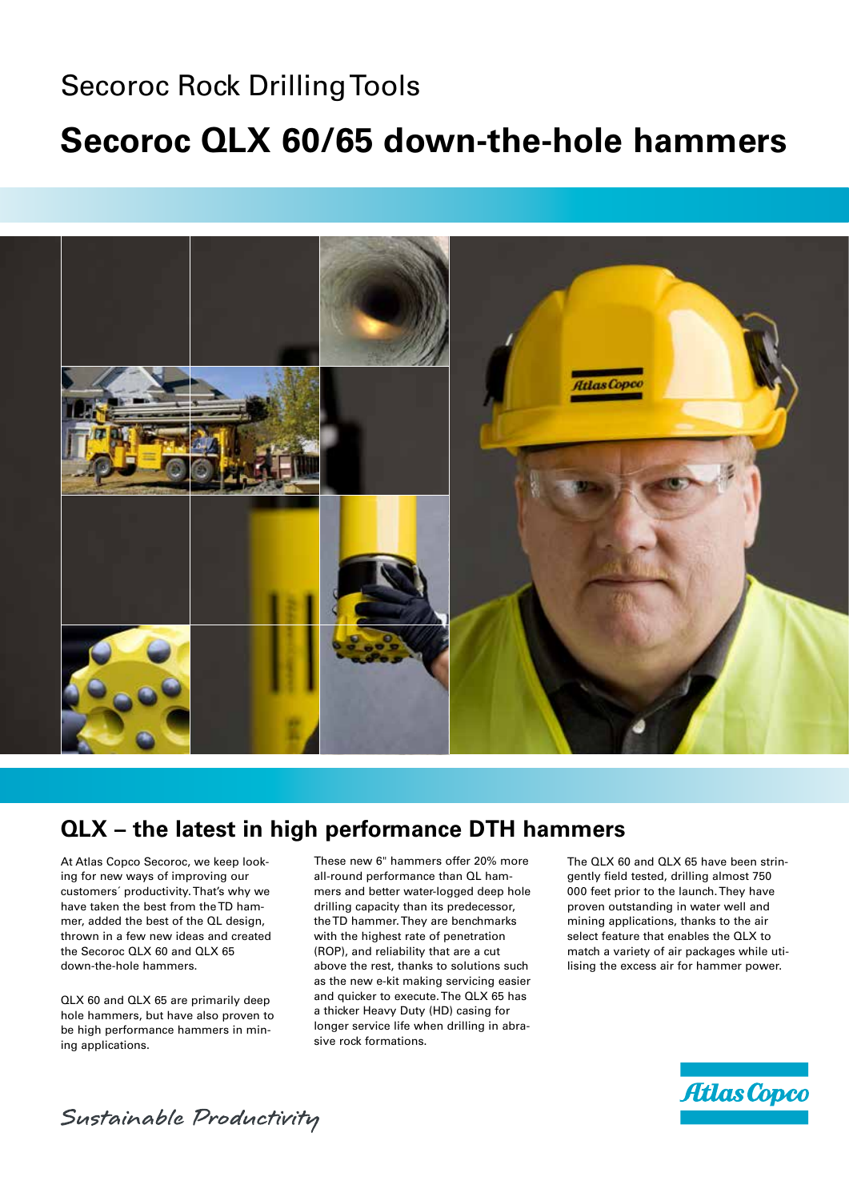Secoroc Rock Drilling Tools

# Secoroc QLX 60/65 down-the-hole hammers

## QLX – the latest in high performance DTH hammers

At Atlas Copco Secoroc, we keep looking for new ways of improving our customers´ productivity. That's why we have taken the best from the TD hammer, added the best of the QL design, thrown in a few new ideas and created the Secoroc QLX 60 and QLX 65 down-the-hole hammers.

QLX 60 and QLX 65 are primarily deep hole hammers, but have also proven to be high performance hammers in mining applications.

These new 6" hammers offer 20% more all-round performance than QL hammers and better water-logged deep hole drilling capacity than its predecessor, the TD hammer. They are benchmarks with the highest rate of penetration (ROP), and reliability that are a cut above the rest, thanks to solutions such as the new e-kit making servicing easier and quicker to execute. The QLX 65 has a thicker Heavy Duty (HD) casing for longer service life when drilling in abrasive rock formations.

The QLX 60 and QLX 65 have been stringently field tested, drilling almost 750 000 feet prior to the launch. They have proven outstanding in water well and mining applications, thanks to the air select feature that enables the QLX to match a variety of air packages while utilising the excess air for hammer power.

*Sustainable Productivity*

Atlas Copco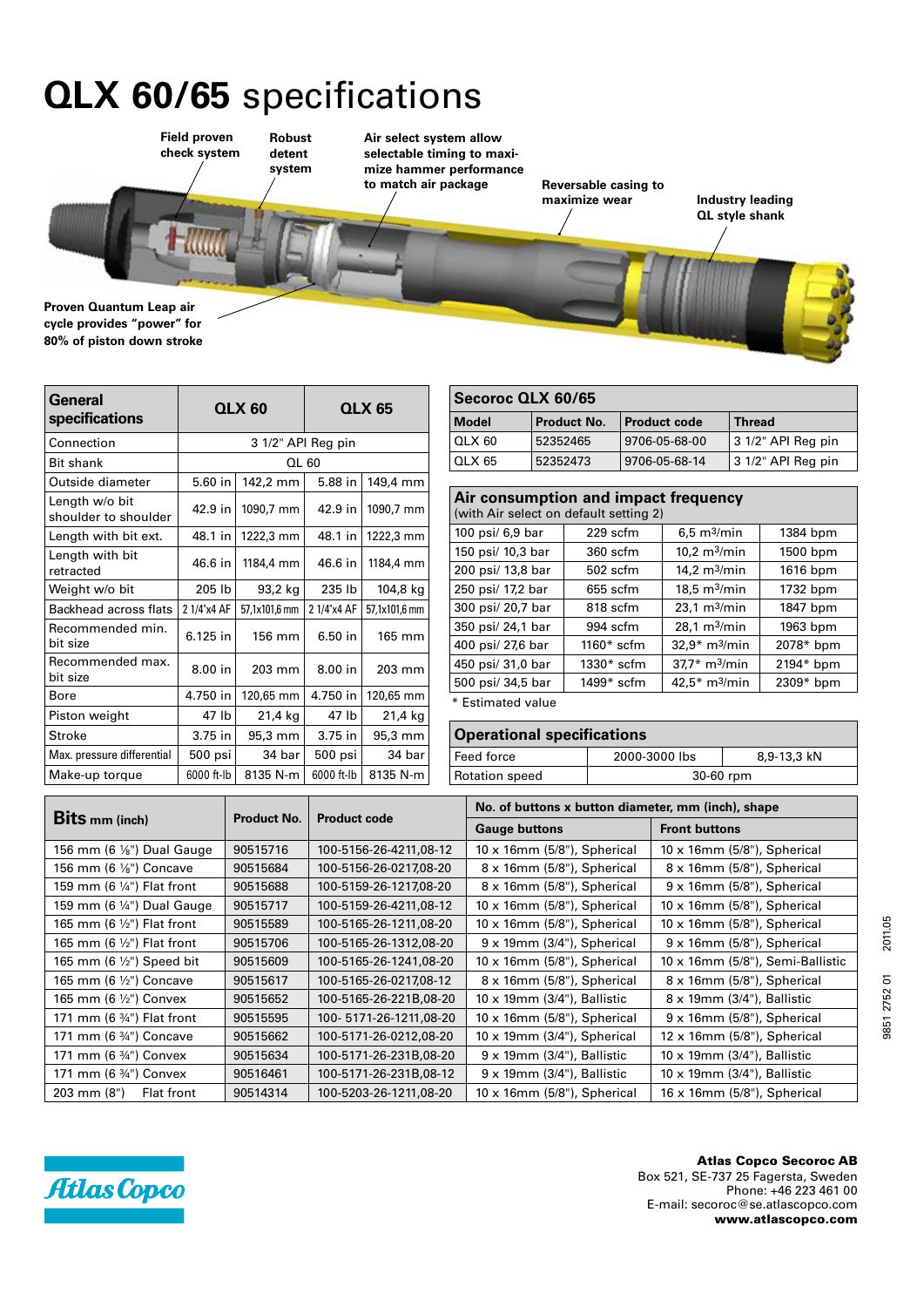# QLX 60/65 specifications

Field proven check system

Robust detent system

Air select system allow selectable timing to maximize hammer performance to match air package

Reversable casing to maximize wear

Industry leading QL style shank

Proven Quantum Leap air cycle provides "power" for 80% of piston down stroke

| General specifications | QLX 60 | | QLX 65 | |
|---|---|---|---|---|
| Connection | 3 1/2" API Reg pin | | | |
| Bit shank | QL 60 | | | |
| Outside diameter | 5.60 in | 142,2 mm | 5.88 in | 149,4 mm |
| Length w/o bit shoulder to shoulder | 42.9 in | 1090,7 mm | 42.9 in | 1090,7 mm |
| Length with bit ext. | 48.1 in | 1222,3 mm | 48.1 in | 1222,3 mm |
| Length with bit retracted | 46.6 in | 1184,4 mm | 46.6 in | 1184,4 mm |
| Weight w/o bit | 205 lb | 93,2 kg | 235 lb | 104,8 kg |
| Backhead across flats | 2 1/4"x4 AF | 57,1x101,6 mm | 2 1/4"x4 AF | 57,1x101,6 mm |
| Recommended min. bit size | 6.125 in | 156 mm | 6.50 in | 165 mm |
| Recommended max. bit size | 8.00 in | 203 mm | 8.00 in | 203 mm |
| Bore | 4.750 in | 120,65 mm | 4.750 in | 120,65 mm |
| Piston weight | 47 lb | 21,4 kg | 47 lb | 21,4 kg |
| Stroke | 3.75 in | 95,3 mm | 3.75 in | 95,3 mm |
| Max. pressure differential | 500 psi | 34 bar | 500 psi | 34 bar |
| Make-up torque | 6000 ft-lb | 8135 N-m | 6000 ft-lb | 8135 N-m |

**Secoroc QLX 60/65**

| Model | Product No. | Product code | Thread |
|---|---|---|---|
| QLX 60 | 52352465 | 9706-05-68-00 | 3 1/2" API Reg pin |
| QLX 65 | 52352473 | 9706-05-68-14 | 3 1/2" API Reg pin |

**Air consumption and impact frequency**
(with Air select on default setting 2)

| | | | |
|---|---|---|---|
| 100 psi/ 6,9 bar | 229 scfm | 6,5 m³/min | 1384 bpm |
| 150 psi/ 10,3 bar | 360 scfm | 10,2 m³/min | 1500 bpm |
| 200 psi/ 13,8 bar | 502 scfm | 14,2 m³/min | 1616 bpm |
| 250 psi/ 17,2 bar | 655 scfm | 18,5 m³/min | 1732 bpm |
| 300 psi/ 20,7 bar | 818 scfm | 23,1 m³/min | 1847 bpm |
| 350 psi/ 24,1 bar | 994 scfm | 28,1 m³/min | 1963 bpm |
| 400 psi/ 27,6 bar | 1160* scfm | 32,9* m³/min | 2078* bpm |
| 450 psi/ 31,0 bar | 1330* scfm | 37,7* m³/min | 2194* bpm |
| 500 psi/ 34,5 bar | 1499* scfm | 42,5* m³/min | 2309* bpm |

* Estimated value

**Operational specifications**

| | | |
|---|---|---|
| Feed force | 2000-3000 lbs | 8,9-13,3 kN |
| Rotation speed | 30-60 rpm | |

| Bits mm (inch) | Product No. | Product code | No. of buttons x button diameter, mm (inch), shape | |
|---|---|---|---|---|
| | | | Gauge buttons | Front buttons |
| 156 mm (6 ⅛") Dual Gauge | 90515716 | 100-5156-26-4211,08-12 | 10 x 16mm (5/8"), Spherical | 10 x 16mm (5/8"), Spherical |
| 156 mm (6 ⅛") Concave | 90515684 | 100-5156-26-0217,08-20 | 8 x 16mm (5/8"), Spherical | 8 x 16mm (5/8"), Spherical |
| 159 mm (6 ¼") Flat front | 90515688 | 100-5159-26-1217,08-20 | 8 x 16mm (5/8"), Spherical | 9 x 16mm (5/8"), Spherical |
| 159 mm (6 ¼") Dual Gauge | 90515717 | 100-5159-26-4211,08-12 | 10 x 16mm (5/8"), Spherical | 10 x 16mm (5/8"), Spherical |
| 165 mm (6 ½") Flat front | 90515589 | 100-5165-26-1211,08-20 | 10 x 16mm (5/8"), Spherical | 10 x 16mm (5/8"), Spherical |
| 165 mm (6 ½") Flat front | 90515706 | 100-5165-26-1312,08-20 | 9 x 19mm (3/4"), Spherical | 9 x 16mm (5/8"), Spherical |
| 165 mm (6 ½") Speed bit | 90515609 | 100-5165-26-1241,08-20 | 10 x 16mm (5/8"), Spherical | 10 x 16mm (5/8"), Semi-Ballistic |
| 165 mm (6 ½") Concave | 90515617 | 100-5165-26-0217,08-12 | 8 x 16mm (5/8"), Spherical | 8 x 16mm (5/8"), Spherical |
| 165 mm (6 ½") Convex | 90515652 | 100-5165-26-221B,08-20 | 10 x 19mm (3/4"), Ballistic | 8 x 19mm (3/4"), Ballistic |
| 171 mm (6 ¾") Flat front | 90515595 | 100- 5171-26-1211,08-20 | 10 x 16mm (5/8"), Spherical | 9 x 16mm (5/8"), Spherical |
| 171 mm (6 ¾") Concave | 90515662 | 100-5171-26-0212,08-20 | 10 x 19mm (3/4"), Spherical | 12 x 16mm (5/8"), Spherical |
| 171 mm (6 ¾") Convex | 90515634 | 100-5171-26-231B,08-20 | 9 x 19mm (3/4"), Ballistic | 10 x 19mm (3/4"), Ballistic |
| 171 mm (6 ¾") Convex | 90516461 | 100-5171-26-231B,08-12 | 9 x 19mm (3/4"), Ballistic | 10 x 19mm (3/4"), Ballistic |
| 203 mm (8") Flat front | 90514314 | 100-5203-26-1211,08-20 | 10 x 16mm (5/8"), Spherical | 16 x 16mm (5/8"), Spherical |

9851 2752 01 2011.05

Atlas Copco

**Atlas Copco Secoroc AB**
Box 521, SE-737 25 Fagersta, Sweden
Phone: +46 223 461 00
E-mail: secoroc@se.atlascopco.com
**www.atlascopco.com**